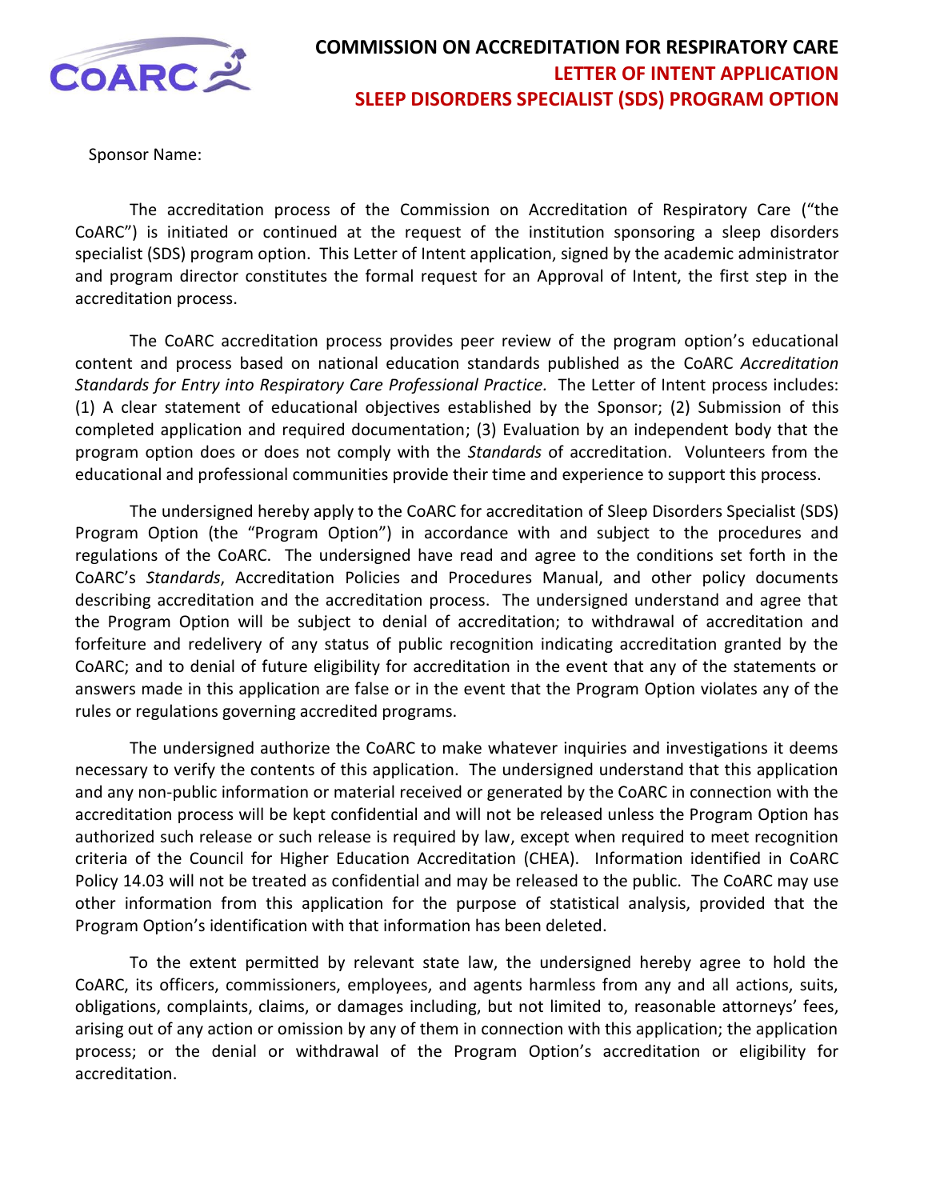# COMMISSION ON ACCREDITATION FOR RESPIRATORY CARE

## LETTER OF INTENT APPLICATION

## SLEEP DISORDERS SPECIALIST (SDS) PROGRAM OPTION

Sponsor Name:

The accreditation process of the Commission on Accreditation of Respiratory Care ("the CoARC") is initiated or continued at the request of the institution sponsoring a sleep disorders specialist (SDS) program option. This Letter of Intent application, signed by the academic administrator and program director constitutes the formal request for an Approval of Intent, the first step in the accreditation process.

The CoARC accreditation process provides peer review of the program option's educational content and process based on national education standards published as the CoARC *Accreditation Standards for Entry into Respiratory Care Professional Practice*. The Letter of Intent process includes: (1) A clear statement of educational objectives established by the Sponsor; (2) Submission of this completed application and required documentation; (3) Evaluation by an independent body that the program option does or does not comply with the *Standards* of accreditation. Volunteers from the educational and professional communities provide their time and experience to support this process.

The undersigned hereby apply to the CoARC for accreditation of Sleep Disorders Specialist (SDS) Program Option (the "Program Option") in accordance with and subject to the procedures and regulations of the CoARC. The undersigned have read and agree to the conditions set forth in the CoARC's *Standards*, Accreditation Policies and Procedures Manual, and other policy documents describing accreditation and the accreditation process. The undersigned understand and agree that the Program Option will be subject to denial of accreditation; to withdrawal of accreditation and forfeiture and redelivery of any status of public recognition indicating accreditation granted by the CoARC; and to denial of future eligibility for accreditation in the event that any of the statements or answers made in this application are false or in the event that the Program Option violates any of the rules or regulations governing accredited programs.

The undersigned authorize the CoARC to make whatever inquiries and investigations it deems necessary to verify the contents of this application. The undersigned understand that this application and any non-public information or material received or generated by the CoARC in connection with the accreditation process will be kept confidential and will not be released unless the Program Option has authorized such release or such release is required by law, except when required to meet recognition criteria of the Council for Higher Education Accreditation (CHEA). Information identified in CoARC Policy 14.03 will not be treated as confidential and may be released to the public. The CoARC may use other information from this application for the purpose of statistical analysis, provided that the Program Option's identification with that information has been deleted.

To the extent permitted by relevant state law, the undersigned hereby agree to hold the CoARC, its officers, commissioners, employees, and agents harmless from any and all actions, suits, obligations, complaints, claims, or damages including, but not limited to, reasonable attorneys' fees, arising out of any action or omission by any of them in connection with this application; the application process; or the denial or withdrawal of the Program Option's accreditation or eligibility for accreditation.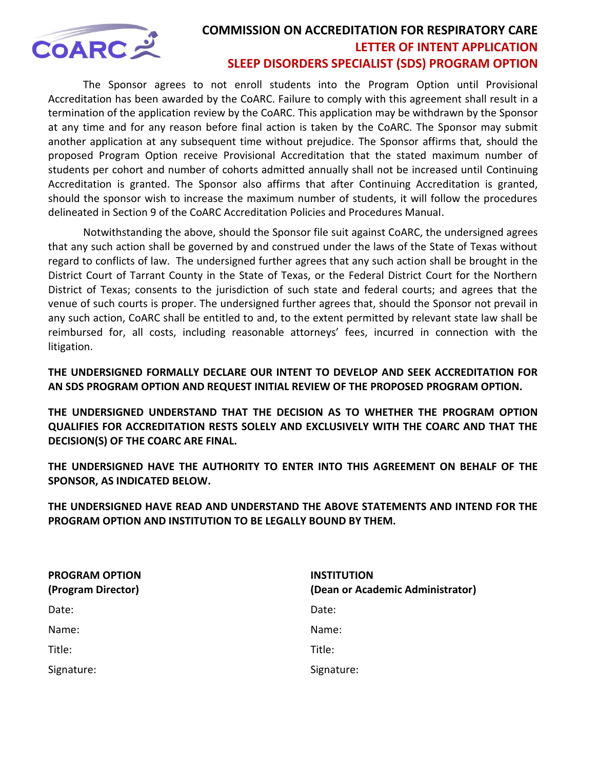# COMMISSION ON ACCREDITATION FOR RESPIRATORY CARE

## LETTER OF INTENT APPLICATION

## SLEEP DISORDERS SPECIALIST (SDS) PROGRAM OPTION

The Sponsor agrees to not enroll students into the Program Option until Provisional Accreditation has been awarded by the CoARC. Failure to comply with this agreement shall result in a termination of the application review by the CoARC. This application may be withdrawn by the Sponsor at any time and for any reason before final action is taken by the CoARC. The Sponsor may submit another application at any subsequent time without prejudice. The Sponsor affirms that, should the proposed Program Option receive Provisional Accreditation that the stated maximum number of students per cohort and number of cohorts admitted annually shall not be increased until Continuing Accreditation is granted. The Sponsor also affirms that after Continuing Accreditation is granted, should the sponsor wish to increase the maximum number of students, it will follow the procedures delineated in Section 9 of the CoARC Accreditation Policies and Procedures Manual.

Notwithstanding the above, should the Sponsor file suit against CoARC, the undersigned agrees that any such action shall be governed by and construed under the laws of the State of Texas without regard to conflicts of law. The undersigned further agrees that any such action shall be brought in the District Court of Tarrant County in the State of Texas, or the Federal District Court for the Northern District of Texas; consents to the jurisdiction of such state and federal courts; and agrees that the venue of such courts is proper. The undersigned further agrees that, should the Sponsor not prevail in any such action, CoARC shall be entitled to and, to the extent permitted by relevant state law shall be reimbursed for, all costs, including reasonable attorneys' fees, incurred in connection with the litigation.

**THE UNDERSIGNED FORMALLY DECLARE OUR INTENT TO DEVELOP AND SEEK ACCREDITATION FOR AN SDS PROGRAM OPTION AND REQUEST INITIAL REVIEW OF THE PROPOSED PROGRAM OPTION.**

**THE UNDERSIGNED UNDERSTAND THAT THE DECISION AS TO WHETHER THE PROGRAM OPTION QUALIFIES FOR ACCREDITATION RESTS SOLELY AND EXCLUSIVELY WITH THE COARC AND THAT THE DECISION(S) OF THE COARC ARE FINAL.**

**THE UNDERSIGNED HAVE THE AUTHORITY TO ENTER INTO THIS AGREEMENT ON BEHALF OF THE SPONSOR, AS INDICATED BELOW.**

**THE UNDERSIGNED HAVE READ AND UNDERSTAND THE ABOVE STATEMENTS AND INTEND FOR THE PROGRAM OPTION AND INSTITUTION TO BE LEGALLY BOUND BY THEM.**

| **PROGRAM OPTION (Program Director)** | **INSTITUTION (Dean or Academic Administrator)** |
|---|---|
| Date: | Date: |
| Name: | Name: |
| Title: | Title: |
| Signature: | Signature: |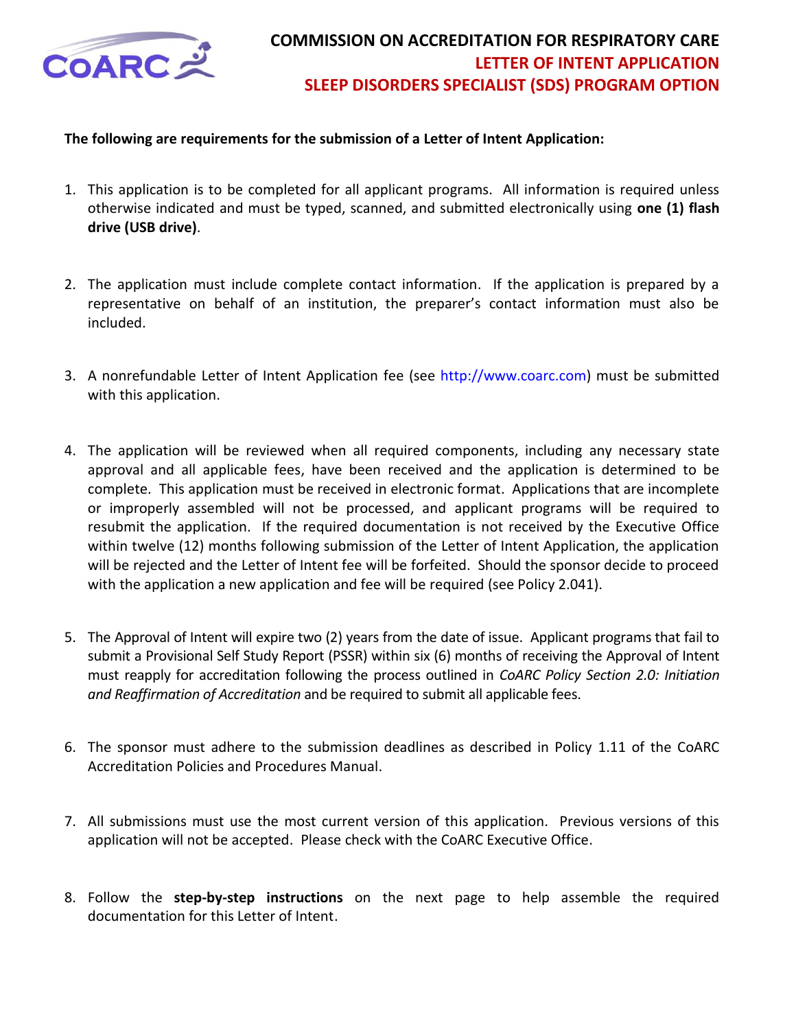# COMMISSION ON ACCREDITATION FOR RESPIRATORY CARE
## LETTER OF INTENT APPLICATION
## SLEEP DISORDERS SPECIALIST (SDS) PROGRAM OPTION

**The following are requirements for the submission of a Letter of Intent Application:**

1. This application is to be completed for all applicant programs. All information is required unless otherwise indicated and must be typed, scanned, and submitted electronically using **one (1) flash drive (USB drive)**.

2. The application must include complete contact information. If the application is prepared by a representative on behalf of an institution, the preparer's contact information must also be included.

3. A nonrefundable Letter of Intent Application fee (see http://www.coarc.com) must be submitted with this application.

4. The application will be reviewed when all required components, including any necessary state approval and all applicable fees, have been received and the application is determined to be complete. This application must be received in electronic format. Applications that are incomplete or improperly assembled will not be processed, and applicant programs will be required to resubmit the application. If the required documentation is not received by the Executive Office within twelve (12) months following submission of the Letter of Intent Application, the application will be rejected and the Letter of Intent fee will be forfeited. Should the sponsor decide to proceed with the application a new application and fee will be required (see Policy 2.041).

5. The Approval of Intent will expire two (2) years from the date of issue. Applicant programs that fail to submit a Provisional Self Study Report (PSSR) within six (6) months of receiving the Approval of Intent must reapply for accreditation following the process outlined in *CoARC Policy Section 2.0: Initiation and Reaffirmation of Accreditation* and be required to submit all applicable fees.

6. The sponsor must adhere to the submission deadlines as described in Policy 1.11 of the CoARC Accreditation Policies and Procedures Manual.

7. All submissions must use the most current version of this application. Previous versions of this application will not be accepted. Please check with the CoARC Executive Office.

8. Follow the **step-by-step instructions** on the next page to help assemble the required documentation for this Letter of Intent.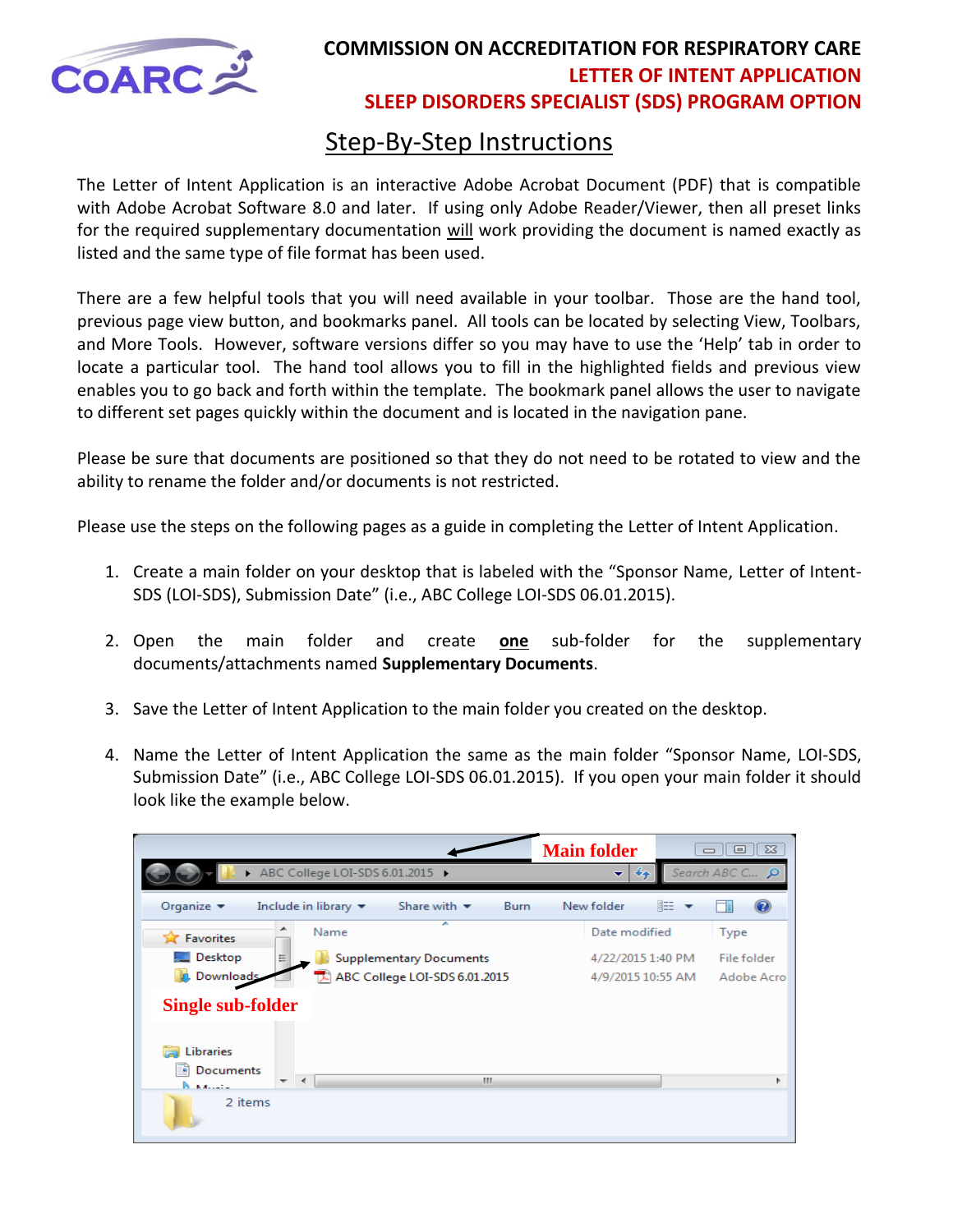# COMMISSION ON ACCREDITATION FOR RESPIRATORY CARE

## LETTER OF INTENT APPLICATION

## SLEEP DISORDERS SPECIALIST (SDS) PROGRAM OPTION

## Step-By-Step Instructions

The Letter of Intent Application is an interactive Adobe Acrobat Document (PDF) that is compatible with Adobe Acrobat Software 8.0 and later. If using only Adobe Reader/Viewer, then all preset links for the required supplementary documentation will work providing the document is named exactly as listed and the same type of file format has been used.

There are a few helpful tools that you will need available in your toolbar. Those are the hand tool, previous page view button, and bookmarks panel. All tools can be located by selecting View, Toolbars, and More Tools. However, software versions differ so you may have to use the 'Help' tab in order to locate a particular tool. The hand tool allows you to fill in the highlighted fields and previous view enables you to go back and forth within the template. The bookmark panel allows the user to navigate to different set pages quickly within the document and is located in the navigation pane.

Please be sure that documents are positioned so that they do not need to be rotated to view and the ability to rename the folder and/or documents is not restricted.

Please use the steps on the following pages as a guide in completing the Letter of Intent Application.

1. Create a main folder on your desktop that is labeled with the "Sponsor Name, Letter of Intent-SDS (LOI-SDS), Submission Date" (i.e., ABC College LOI-SDS 06.01.2015).

2. Open the main folder and create **one** sub-folder for the supplementary documents/attachments named **Supplementary Documents**.

3. Save the Letter of Intent Application to the main folder you created on the desktop.

4. Name the Letter of Intent Application the same as the main folder "Sponsor Name, LOI-SDS, Submission Date" (i.e., ABC College LOI-SDS 06.01.2015). If you open your main folder it should look like the example below.

**Main folder**

ABC College LOI-SDS 6.01.2015

| Name | Date modified | Type |
|---|---|---|
| Supplementary Documents | 4/22/2015 1:40 PM | File folder |
| ABC College LOI-SDS 6.01.2015 | 4/9/2015 10:55 AM | Adobe Acro |

**Single sub-folder**

2 items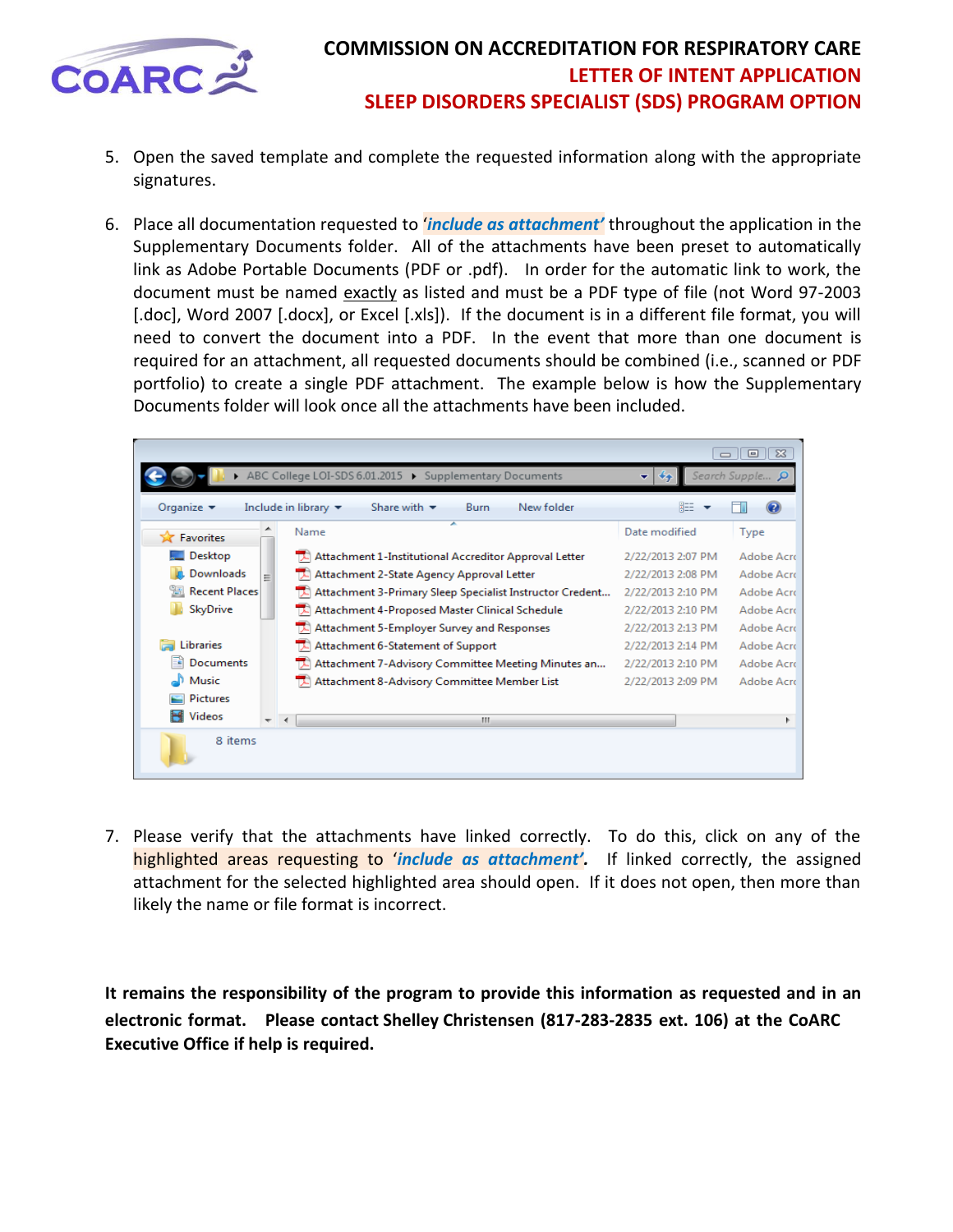5. Open the saved template and complete the requested information along with the appropriate signatures.

6. Place all documentation requested to '***include as attachment***' throughout the application in the Supplementary Documents folder. All of the attachments have been preset to automatically link as Adobe Portable Documents (PDF or .pdf). In order for the automatic link to work, the document must be named exactly as listed and must be a PDF type of file (not Word 97-2003 [.doc], Word 2007 [.docx], or Excel [.xls]). If the document is in a different file format, you will need to convert the document into a PDF. In the event that more than one document is required for an attachment, all requested documents should be combined (i.e., scanned or PDF portfolio) to create a single PDF attachment. The example below is how the Supplementary Documents folder will look once all the attachments have been included.

7. Please verify that the attachments have linked correctly. To do this, click on any of the highlighted areas requesting to '***include as attachment***'. If linked correctly, the assigned attachment for the selected highlighted area should open. If it does not open, then more than likely the name or file format is incorrect.

**It remains the responsibility of the program to provide this information as requested and in an electronic format. Please contact Shelley Christensen (817-283-2835 ext. 106) at the CoARC Executive Office if help is required.**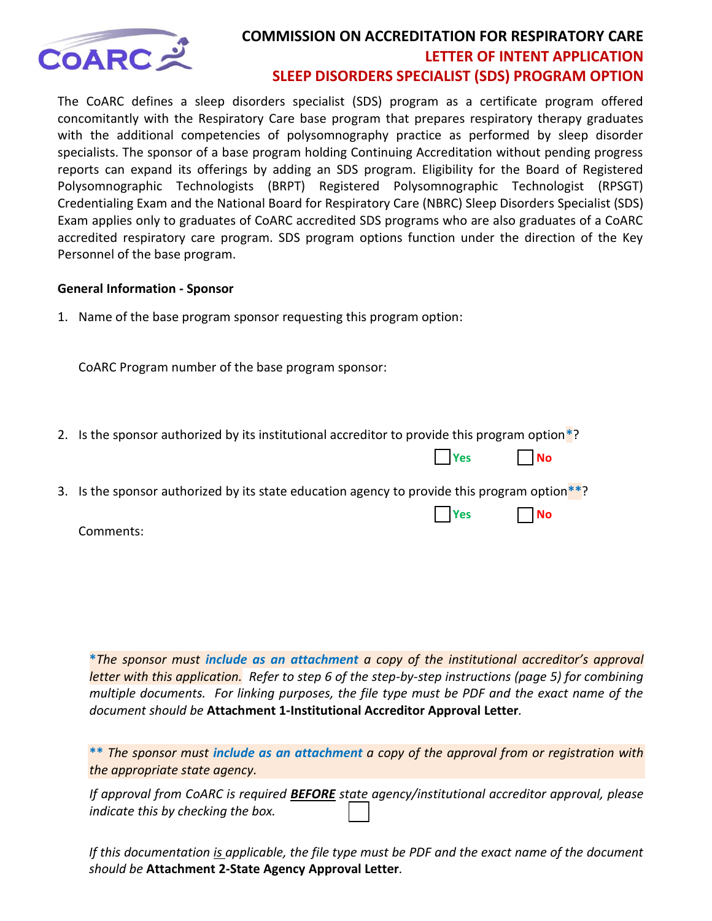# COMMISSION ON ACCREDITATION FOR RESPIRATORY CARE

## LETTER OF INTENT APPLICATION

## SLEEP DISORDERS SPECIALIST (SDS) PROGRAM OPTION

The CoARC defines a sleep disorders specialist (SDS) program as a certificate program offered concomitantly with the Respiratory Care base program that prepares respiratory therapy graduates with the additional competencies of polysomnography practice as performed by sleep disorder specialists. The sponsor of a base program holding Continuing Accreditation without pending progress reports can expand its offerings by adding an SDS program. Eligibility for the Board of Registered Polysomnographic Technologists (BRPT) Registered Polysomnographic Technologist (RPSGT) Credentialing Exam and the National Board for Respiratory Care (NBRC) Sleep Disorders Specialist (SDS) Exam applies only to graduates of CoARC accredited SDS programs who are also graduates of a CoARC accredited respiratory care program. SDS program options function under the direction of the Key Personnel of the base program.

**General Information - Sponsor**

1. Name of the base program sponsor requesting this program option:

   CoARC Program number of the base program sponsor:

2. Is the sponsor authorized by its institutional accreditor to provide this program option*?

   ☐ Yes ☐ No

3. Is the sponsor authorized by its state education agency to provide this program option**?

   ☐ Yes ☐ No

   Comments:

**\***_The sponsor must **include as an attachment** a copy of the institutional accreditor's approval letter with this application. Refer to step 6 of the step-by-step instructions (page 5) for combining multiple documents. For linking purposes, the file type must be PDF and the exact name of the document should be_ **Attachment 1-Institutional Accreditor Approval Letter**.

_**\*\*** The sponsor must **include as an attachment** a copy of the approval from or registration with the appropriate state agency._

_If approval from CoARC is required **BEFORE** state agency/institutional accreditor approval, please indicate this by checking the box._ ☐

_If this documentation is applicable, the file type must be PDF and the exact name of the document should be_ **Attachment 2-State Agency Approval Letter**.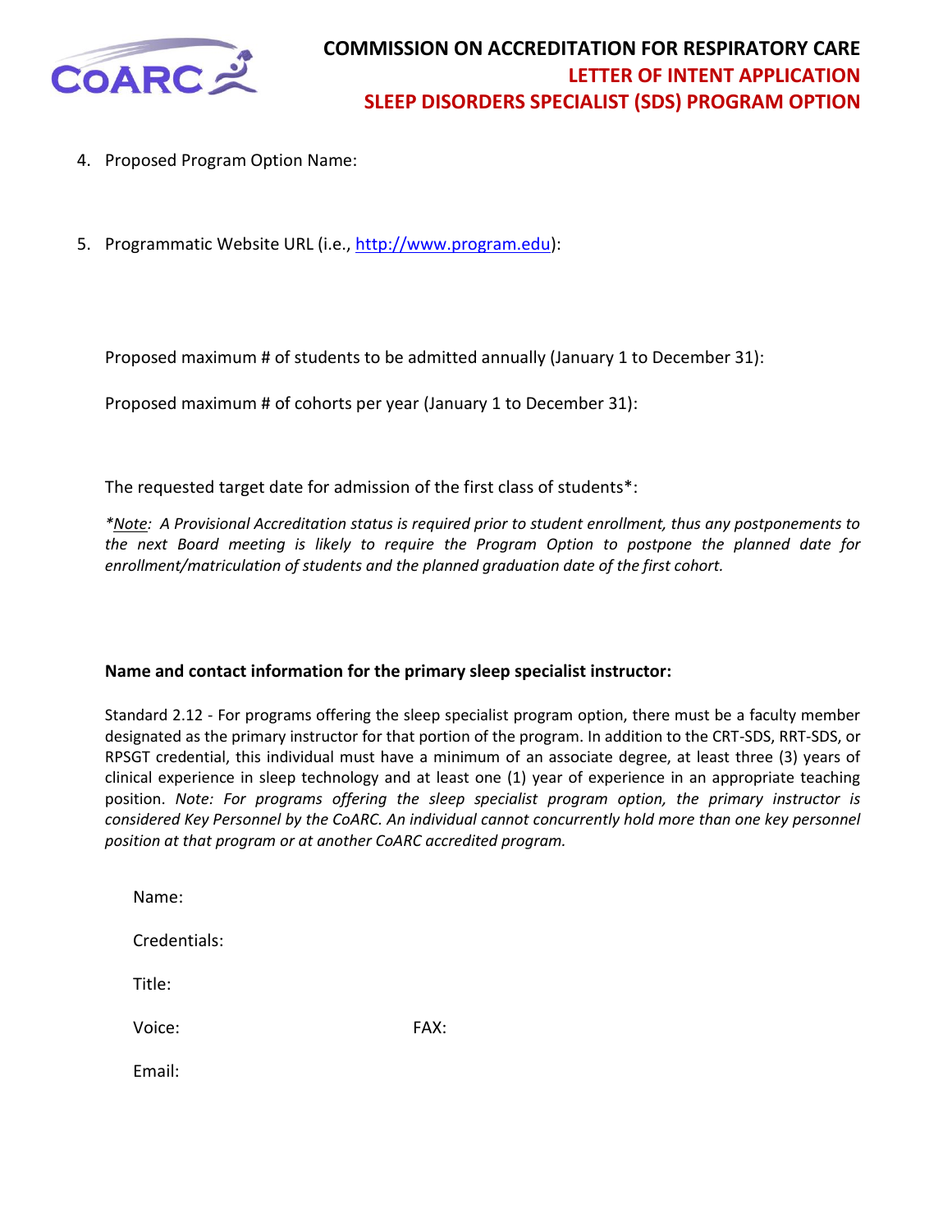4. Proposed Program Option Name:

5. Programmatic Website URL (i.e., http://www.program.edu):

Proposed maximum # of students to be admitted annually (January 1 to December 31):

Proposed maximum # of cohorts per year (January 1 to December 31):

The requested target date for admission of the first class of students*:

**_*Note_:** *A Provisional Accreditation status is required prior to student enrollment, thus any postponements to the next Board meeting is likely to require the Program Option to postpone the planned date for enrollment/matriculation of students and the planned graduation date of the first cohort.*

**Name and contact information for the primary sleep specialist instructor:**

Standard 2.12 - For programs offering the sleep specialist program option, there must be a faculty member designated as the primary instructor for that portion of the program. In addition to the CRT-SDS, RRT-SDS, or RPSGT credential, this individual must have a minimum of an associate degree, at least three (3) years of clinical experience in sleep technology and at least one (1) year of experience in an appropriate teaching position. *Note: For programs offering the sleep specialist program option, the primary instructor is considered Key Personnel by the CoARC. An individual cannot concurrently hold more than one key personnel position at that program or at another CoARC accredited program.*

Name:

Credentials:

Title:

Voice: FAX:

Email: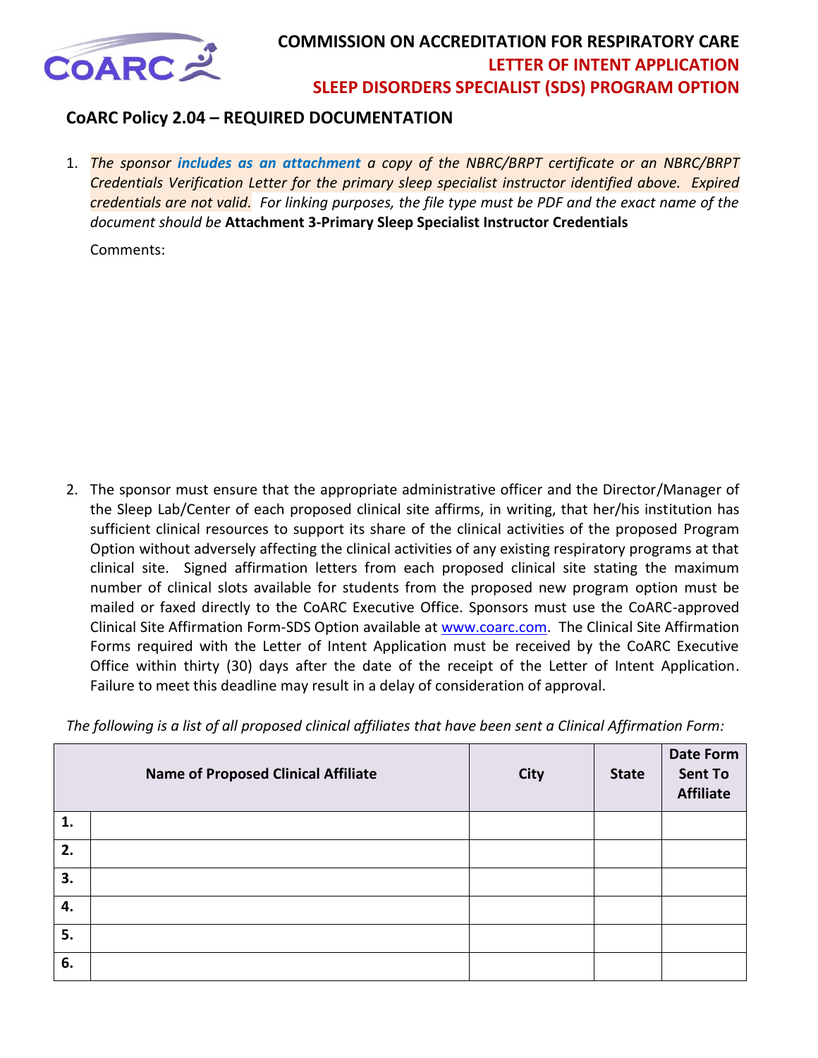**COMMISSION ON ACCREDITATION FOR RESPIRATORY CARE**
**LETTER OF INTENT APPLICATION**
**SLEEP DISORDERS SPECIALIST (SDS) PROGRAM OPTION**

## CoARC Policy 2.04 – REQUIRED DOCUMENTATION

1. *The sponsor **includes as an attachment** a copy of the NBRC/BRPT certificate or an NBRC/BRPT Credentials Verification Letter for the primary sleep specialist instructor identified above. Expired credentials are not valid. For linking purposes, the file type must be PDF and the exact name of the document should be* **Attachment 3-Primary Sleep Specialist Instructor Credentials**

   Comments:

2. The sponsor must ensure that the appropriate administrative officer and the Director/Manager of the Sleep Lab/Center of each proposed clinical site affirms, in writing, that her/his institution has sufficient clinical resources to support its share of the clinical activities of the proposed Program Option without adversely affecting the clinical activities of any existing respiratory programs at that clinical site. Signed affirmation letters from each proposed clinical site stating the maximum number of clinical slots available for students from the proposed new program option must be mailed or faxed directly to the CoARC Executive Office. Sponsors must use the CoARC-approved Clinical Site Affirmation Form-SDS Option available at www.coarc.com. The Clinical Site Affirmation Forms required with the Letter of Intent Application must be received by the CoARC Executive Office within thirty (30) days after the date of the receipt of the Letter of Intent Application. Failure to meet this deadline may result in a delay of consideration of approval.

*The following is a list of all proposed clinical affiliates that have been sent a Clinical Affirmation Form:*

| | Name of Proposed Clinical Affiliate | City | State | Date Form Sent To Affiliate |
|---|---|---|---|---|
| **1.** | | | | |
| **2.** | | | | |
| **3.** | | | | |
| **4.** | | | | |
| **5.** | | | | |
| **6.** | | | | |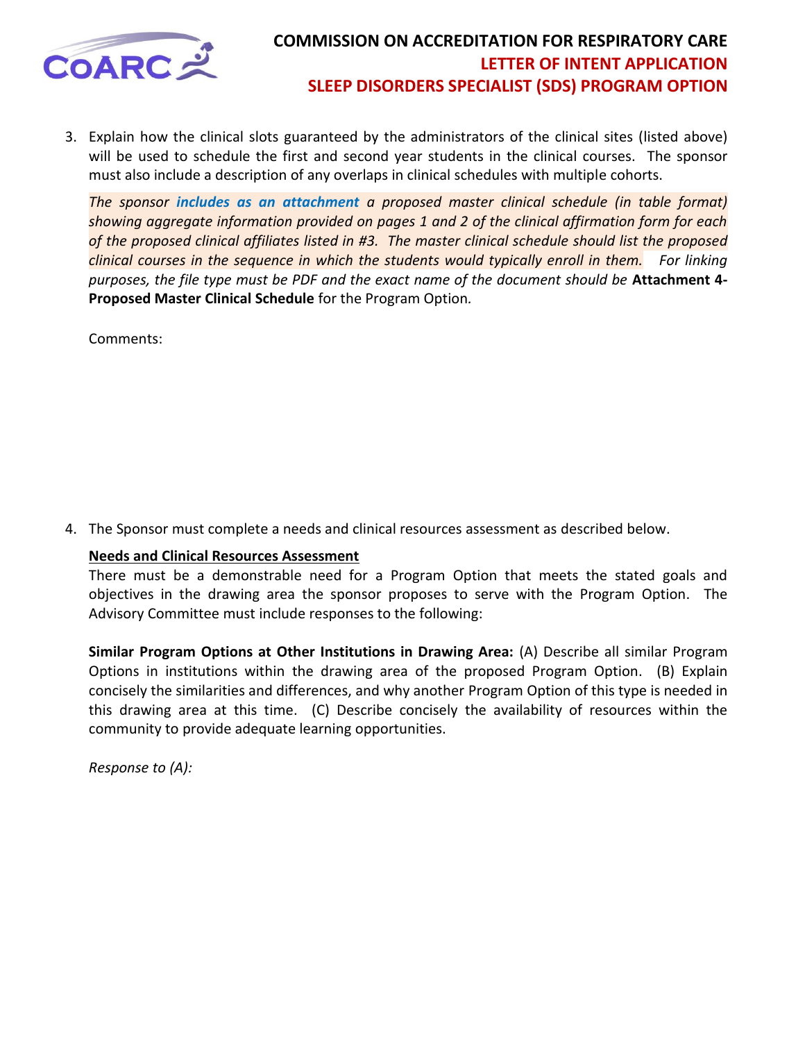3. Explain how the clinical slots guaranteed by the administrators of the clinical sites (listed above) will be used to schedule the first and second year students in the clinical courses. The sponsor must also include a description of any overlaps in clinical schedules with multiple cohorts.

   *The sponsor **includes as an attachment** a proposed master clinical schedule (in table format) showing aggregate information provided on pages 1 and 2 of the clinical affirmation form for each of the proposed clinical affiliates listed in #3. The master clinical schedule should list the proposed clinical courses in the sequence in which the students would typically enroll in them. For linking purposes, the file type must be PDF and the exact name of the document should be* **Attachment 4-Proposed Master Clinical Schedule** for the Program Option.

   Comments:

4. The Sponsor must complete a needs and clinical resources assessment as described below.

   **<u>Needs and Clinical Resources Assessment</u>**

   There must be a demonstrable need for a Program Option that meets the stated goals and objectives in the drawing area the sponsor proposes to serve with the Program Option. The Advisory Committee must include responses to the following:

   **Similar Program Options at Other Institutions in Drawing Area:** (A) Describe all similar Program Options in institutions within the drawing area of the proposed Program Option. (B) Explain concisely the similarities and differences, and why another Program Option of this type is needed in this drawing area at this time. (C) Describe concisely the availability of resources within the community to provide adequate learning opportunities.

   *Response to (A):*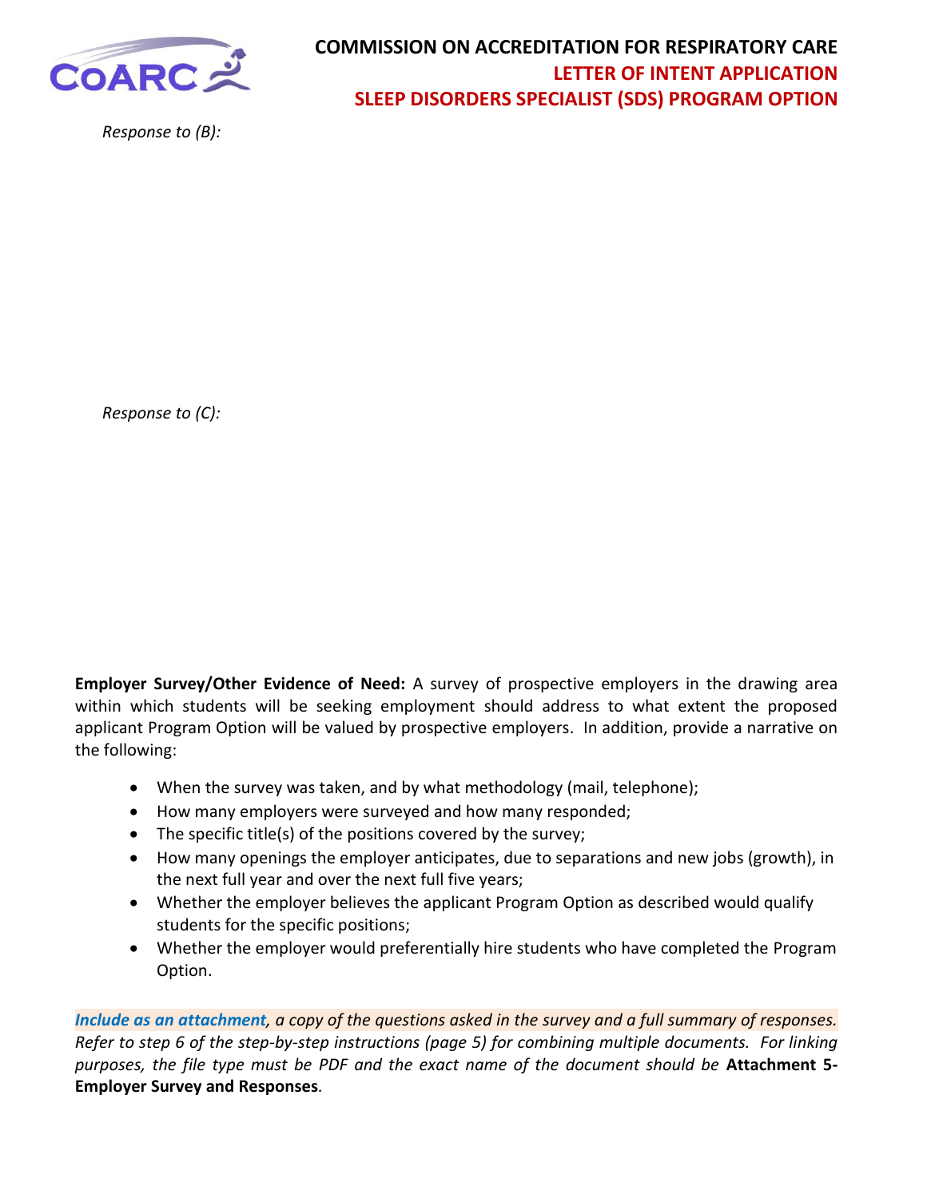*Response to (B):*

*Response to (C):*

**Employer Survey/Other Evidence of Need:** A survey of prospective employers in the drawing area within which students will be seeking employment should address to what extent the proposed applicant Program Option will be valued by prospective employers. In addition, provide a narrative on the following:

- When the survey was taken, and by what methodology (mail, telephone);
- How many employers were surveyed and how many responded;
- The specific title(s) of the positions covered by the survey;
- How many openings the employer anticipates, due to separations and new jobs (growth), in the next full year and over the next full five years;
- Whether the employer believes the applicant Program Option as described would qualify students for the specific positions;
- Whether the employer would preferentially hire students who have completed the Program Option.

***Include as an attachment**, a copy of the questions asked in the survey and a full summary of responses. Refer to step 6 of the step-by-step instructions (page 5) for combining multiple documents. For linking purposes, the file type must be PDF and the exact name of the document should be* **Attachment 5-Employer Survey and Responses**.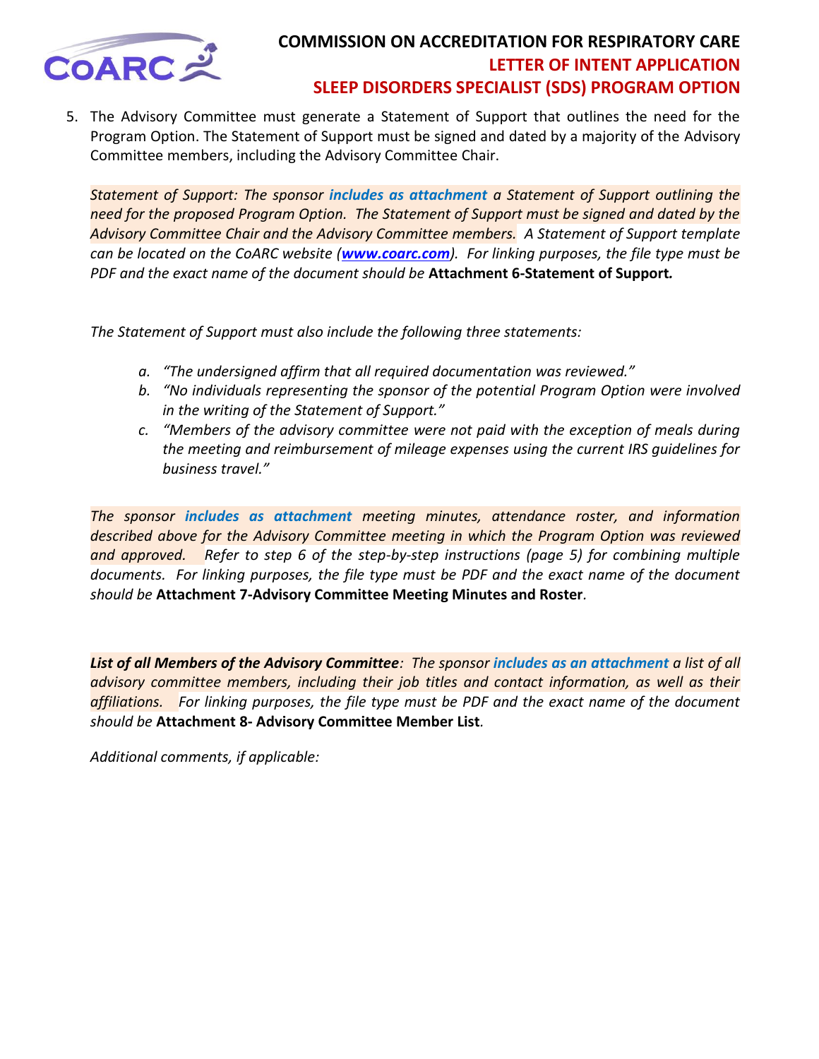5. The Advisory Committee must generate a Statement of Support that outlines the need for the Program Option. The Statement of Support must be signed and dated by a majority of the Advisory Committee members, including the Advisory Committee Chair.

   *Statement of Support: The sponsor* ***includes as attachment*** *a Statement of Support outlining the need for the proposed Program Option. The Statement of Support must be signed and dated by the Advisory Committee Chair and the Advisory Committee members. A Statement of Support template can be located on the CoARC website (*[***www.coarc.com***](http://www.coarc.com)*). For linking purposes, the file type must be PDF and the exact name of the document should be* **Attachment 6-Statement of Support.**

   *The Statement of Support must also include the following three statements:*

   a. *"The undersigned affirm that all required documentation was reviewed."*
   b. *"No individuals representing the sponsor of the potential Program Option were involved in the writing of the Statement of Support."*
   c. *"Members of the advisory committee were not paid with the exception of meals during the meeting and reimbursement of mileage expenses using the current IRS guidelines for business travel."*

   *The sponsor* ***includes as attachment*** *meeting minutes, attendance roster, and information described above for the Advisory Committee meeting in which the Program Option was reviewed and approved. Refer to step 6 of the step-by-step instructions (page 5) for combining multiple documents. For linking purposes, the file type must be PDF and the exact name of the document should be* **Attachment 7-Advisory Committee Meeting Minutes and Roster**.

   ***List of all Members of the Advisory Committee****: The sponsor* ***includes as an attachment*** *a list of all advisory committee members, including their job titles and contact information, as well as their affiliations. For linking purposes, the file type must be PDF and the exact name of the document should be* **Attachment 8- Advisory Committee Member List**.

   *Additional comments, if applicable:*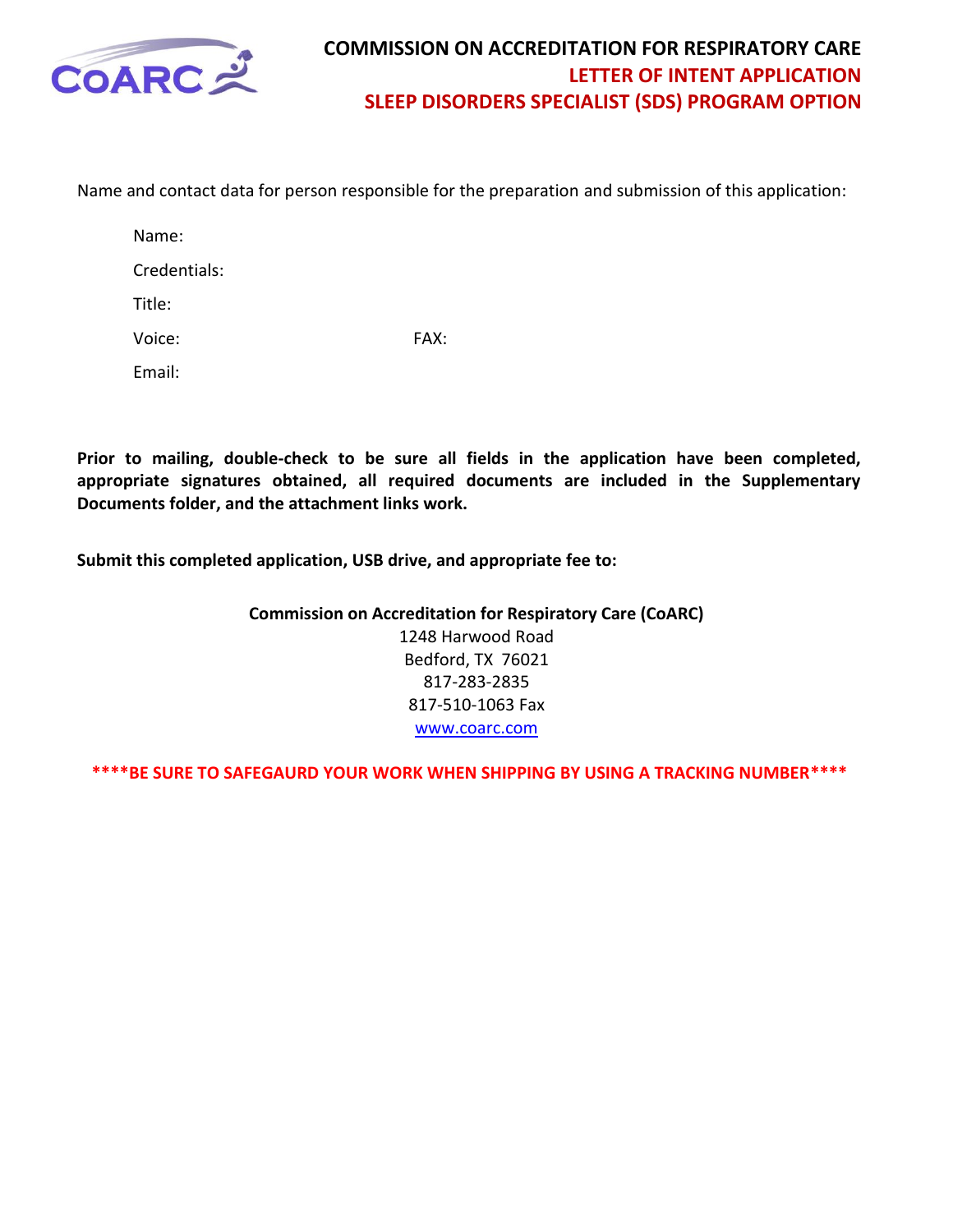# COMMISSION ON ACCREDITATION FOR RESPIRATORY CARE
## LETTER OF INTENT APPLICATION
## SLEEP DISORDERS SPECIALIST (SDS) PROGRAM OPTION

Name and contact data for person responsible for the preparation and submission of this application:

Name:

Credentials:

Title:

Voice: FAX:

Email:

**Prior to mailing, double-check to be sure all fields in the application have been completed, appropriate signatures obtained, all required documents are included in the Supplementary Documents folder, and the attachment links work.**

**Submit this completed application, USB drive, and appropriate fee to:**

**Commission on Accreditation for Respiratory Care (CoARC)**
1248 Harwood Road
Bedford, TX 76021
817-283-2835
817-510-1063 Fax
www.coarc.com

**\*\*\*\*BE SURE TO SAFEGAURD YOUR WORK WHEN SHIPPING BY USING A TRACKING NUMBER\*\*\*\***